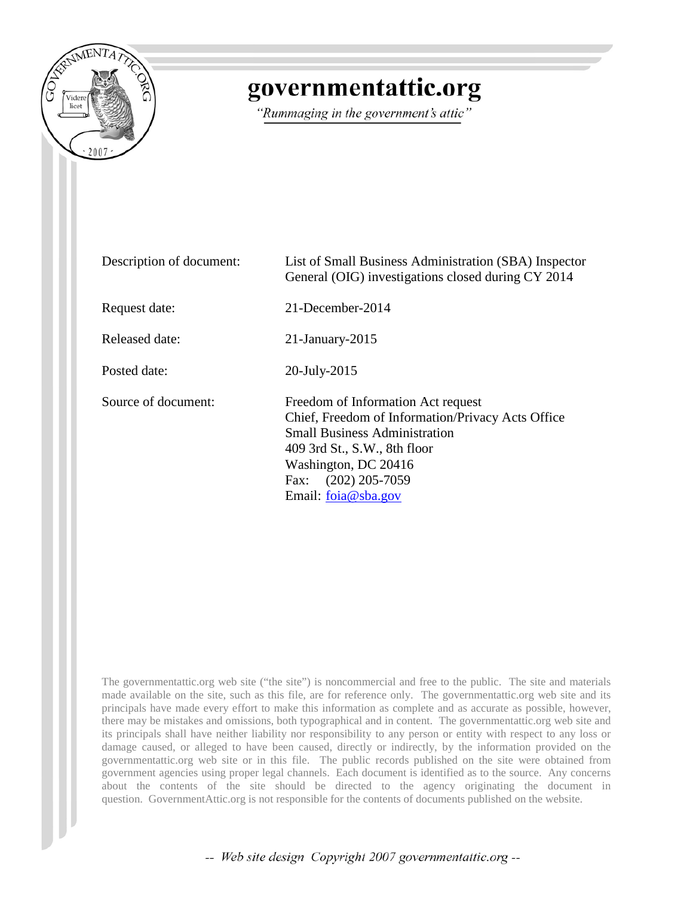# governmentattic.org

*"Rummaging in the government's attic"*

| | |
|---|---|
| Description of document: | List of Small Business Administration (SBA) Inspector General (OIG) investigations closed during CY 2014 |
| Request date: | 21-December-2014 |
| Released date: | 21-January-2015 |
| Posted date: | 20-July-2015 |
| Source of document: | Freedom of Information Act request<br>Chief, Freedom of Information/Privacy Acts Office<br>Small Business Administration<br>409 3rd St., S.W., 8th floor<br>Washington, DC 20416<br>Fax: (202) 205-7059<br>Email: foia@sba.gov |

The governmentattic.org web site ("the site") is noncommercial and free to the public. The site and materials made available on the site, such as this file, are for reference only. The governmentattic.org web site and its principals have made every effort to make this information as complete and as accurate as possible, however, there may be mistakes and omissions, both typographical and in content. The governmentattic.org web site and its principals shall have neither liability nor responsibility to any person or entity with respect to any loss or damage caused, or alleged to have been caused, directly or indirectly, by the information provided on the governmentattic.org web site or in this file. The public records published on the site were obtained from government agencies using proper legal channels. Each document is identified as to the source. Any concerns about the contents of the site should be directed to the agency originating the document in question. GovernmentAttic.org is not responsible for the contents of documents published on the website.

-- Web site design Copyright 2007 governmentattic.org --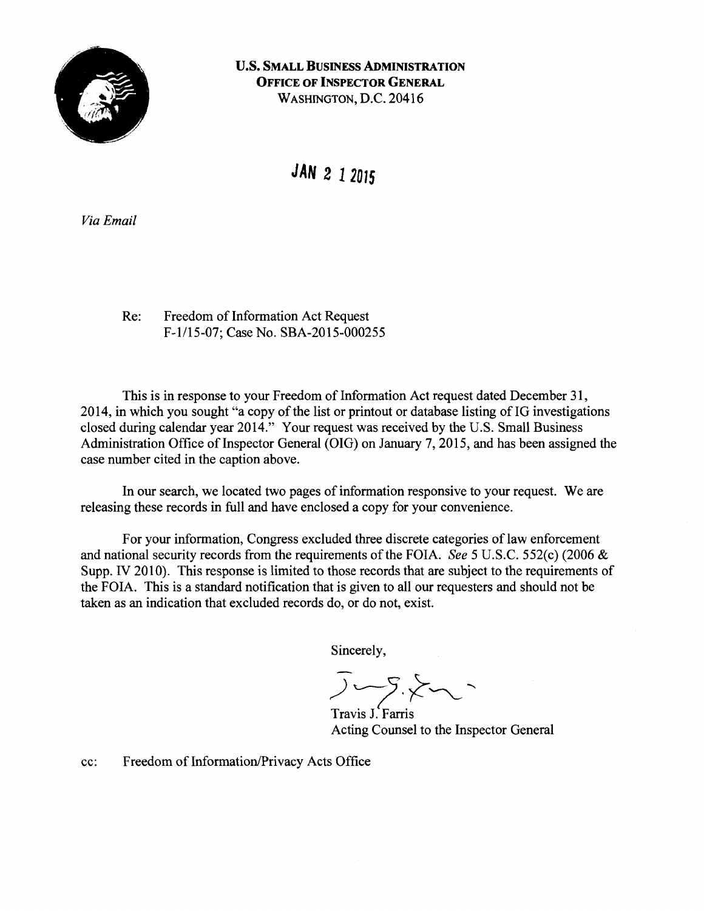**U.S. SMALL BUSINESS ADMINISTRATION**
**OFFICE OF INSPECTOR GENERAL**
WASHINGTON, D.C. 20416

**JAN 2 1 2015**

*Via Email*

Re: Freedom of Information Act Request
F-1/15-07; Case No. SBA-2015-000255

This is in response to your Freedom of Information Act request dated December 31, 2014, in which you sought "a copy of the list or printout or database listing of IG investigations closed during calendar year 2014." Your request was received by the U.S. Small Business Administration Office of Inspector General (OIG) on January 7, 2015, and has been assigned the case number cited in the caption above.

In our search, we located two pages of information responsive to your request. We are releasing these records in full and have enclosed a copy for your convenience.

For your information, Congress excluded three discrete categories of law enforcement and national security records from the requirements of the FOIA. *See* 5 U.S.C. 552(c) (2006 & Supp. IV 2010). This response is limited to those records that are subject to the requirements of the FOIA. This is a standard notification that is given to all our requesters and should not be taken as an indication that excluded records do, or do not, exist.

Sincerely,

Travis J. Farris
Acting Counsel to the Inspector General

cc: Freedom of Information/Privacy Acts Office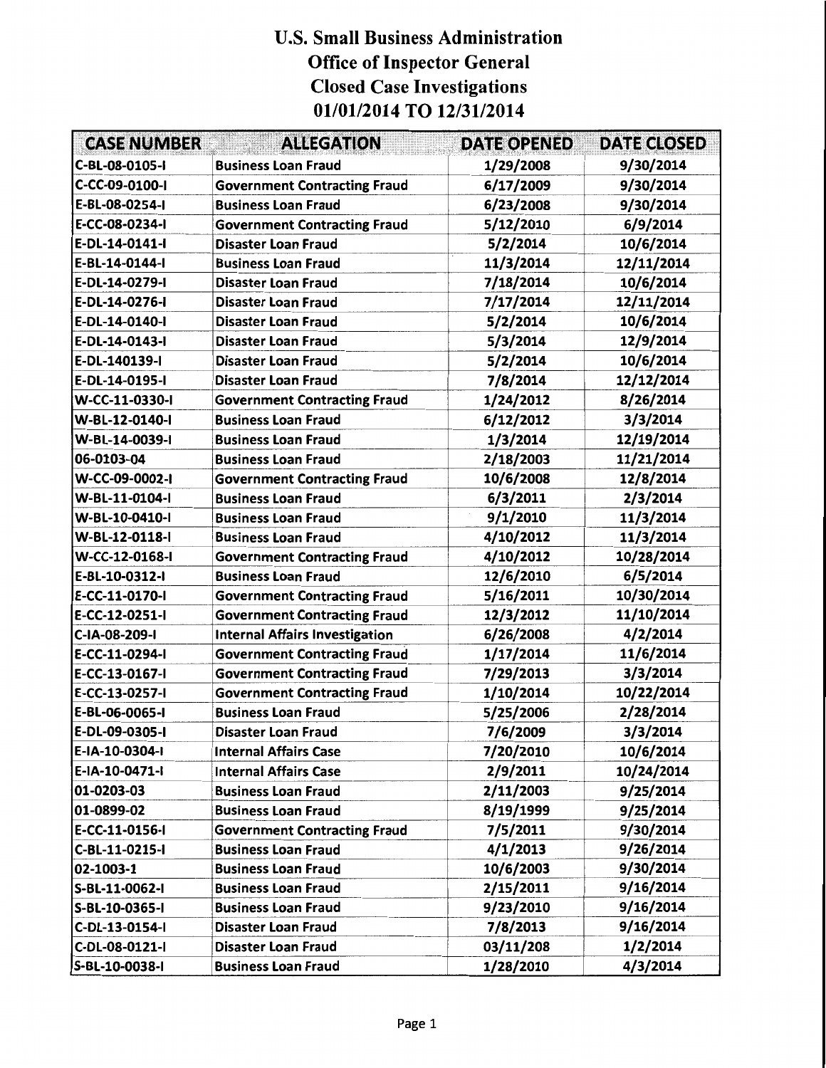# U.S. Small Business Administration
## Office of Inspector General
## Closed Case Investigations
## 01/01/2014 TO 12/31/2014

| CASE NUMBER | ALLEGATION | DATE OPENED | DATE CLOSED |
|---|---|---|---|
| C-BL-08-0105-I | Business Loan Fraud | 1/29/2008 | 9/30/2014 |
| C-CC-09-0100-I | Government Contracting Fraud | 6/17/2009 | 9/30/2014 |
| E-BL-08-0254-I | Business Loan Fraud | 6/23/2008 | 9/30/2014 |
| E-CC-08-0234-I | Government Contracting Fraud | 5/12/2010 | 6/9/2014 |
| E-DL-14-0141-I | Disaster Loan Fraud | 5/2/2014 | 10/6/2014 |
| E-BL-14-0144-I | Business Loan Fraud | 11/3/2014 | 12/11/2014 |
| E-DL-14-0279-I | Disaster Loan Fraud | 7/18/2014 | 10/6/2014 |
| E-DL-14-0276-I | Disaster Loan Fraud | 7/17/2014 | 12/11/2014 |
| E-DL-14-0140-I | Disaster Loan Fraud | 5/2/2014 | 10/6/2014 |
| E-DL-14-0143-I | Disaster Loan Fraud | 5/3/2014 | 12/9/2014 |
| E-DL-140139-I | Disaster Loan Fraud | 5/2/2014 | 10/6/2014 |
| E-DL-14-0195-I | Disaster Loan Fraud | 7/8/2014 | 12/12/2014 |
| W-CC-11-0330-I | Government Contracting Fraud | 1/24/2012 | 8/26/2014 |
| W-BL-12-0140-I | Business Loan Fraud | 6/12/2012 | 3/3/2014 |
| W-BL-14-0039-I | Business Loan Fraud | 1/3/2014 | 12/19/2014 |
| 06-0103-04 | Business Loan Fraud | 2/18/2003 | 11/21/2014 |
| W-CC-09-0002-I | Government Contracting Fraud | 10/6/2008 | 12/8/2014 |
| W-BL-11-0104-I | Business Loan Fraud | 6/3/2011 | 2/3/2014 |
| W-BL-10-0410-I | Business Loan Fraud | 9/1/2010 | 11/3/2014 |
| W-BL-12-0118-I | Business Loan Fraud | 4/10/2012 | 11/3/2014 |
| W-CC-12-0168-I | Government Contracting Fraud | 4/10/2012 | 10/28/2014 |
| E-BL-10-0312-I | Business Loan Fraud | 12/6/2010 | 6/5/2014 |
| E-CC-11-0170-I | Government Contracting Fraud | 5/16/2011 | 10/30/2014 |
| E-CC-12-0251-I | Government Contracting Fraud | 12/3/2012 | 11/10/2014 |
| C-IA-08-209-I | Internal Affairs Investigation | 6/26/2008 | 4/2/2014 |
| E-CC-11-0294-I | Government Contracting Fraud | 1/17/2014 | 11/6/2014 |
| E-CC-13-0167-I | Government Contracting Fraud | 7/29/2013 | 3/3/2014 |
| E-CC-13-0257-I | Government Contracting Fraud | 1/10/2014 | 10/22/2014 |
| E-BL-06-0065-I | Business Loan Fraud | 5/25/2006 | 2/28/2014 |
| E-DL-09-0305-I | Disaster Loan Fraud | 7/6/2009 | 3/3/2014 |
| E-IA-10-0304-I | Internal Affairs Case | 7/20/2010 | 10/6/2014 |
| E-IA-10-0471-I | Internal Affairs Case | 2/9/2011 | 10/24/2014 |
| 01-0203-03 | Business Loan Fraud | 2/11/2003 | 9/25/2014 |
| 01-0899-02 | Business Loan Fraud | 8/19/1999 | 9/25/2014 |
| E-CC-11-0156-I | Government Contracting Fraud | 7/5/2011 | 9/30/2014 |
| C-BL-11-0215-I | Business Loan Fraud | 4/1/2013 | 9/26/2014 |
| 02-1003-1 | Business Loan Fraud | 10/6/2003 | 9/30/2014 |
| S-BL-11-0062-I | Business Loan Fraud | 2/15/2011 | 9/16/2014 |
| S-BL-10-0365-I | Business Loan Fraud | 9/23/2010 | 9/16/2014 |
| C-DL-13-0154-I | Disaster Loan Fraud | 7/8/2013 | 9/16/2014 |
| C-DL-08-0121-I | Disaster Loan Fraud | 03/11/208 | 1/2/2014 |
| S-BL-10-0038-I | Business Loan Fraud | 1/28/2010 | 4/3/2014 |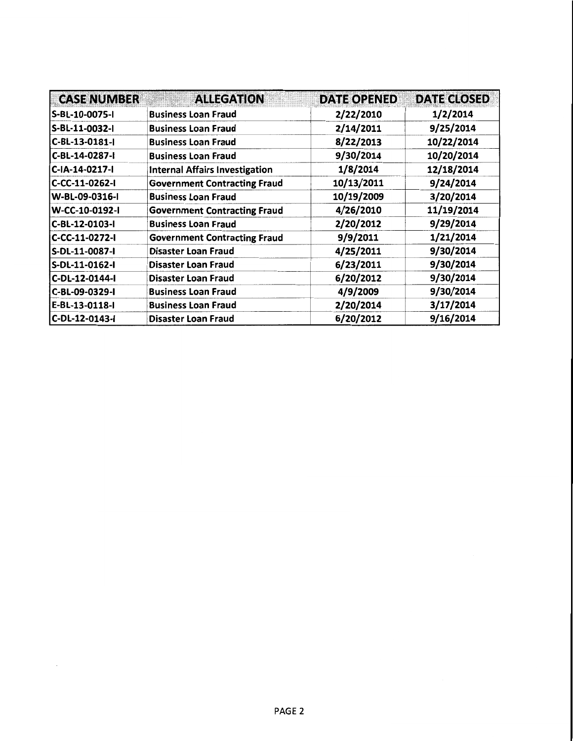| CASE NUMBER | ALLEGATION | DATE OPENED | DATE CLOSED |
|---|---|---|---|
| S-BL-10-0075-I | Business Loan Fraud | 2/22/2010 | 1/2/2014 |
| S-BL-11-0032-I | Business Loan Fraud | 2/14/2011 | 9/25/2014 |
| C-BL-13-0181-I | Business Loan Fraud | 8/22/2013 | 10/22/2014 |
| C-BL-14-0287-I | Business Loan Fraud | 9/30/2014 | 10/20/2014 |
| C-IA-14-0217-I | Internal Affairs Investigation | 1/8/2014 | 12/18/2014 |
| C-CC-11-0262-I | Government Contracting Fraud | 10/13/2011 | 9/24/2014 |
| W-BL-09-0316-I | Business Loan Fraud | 10/19/2009 | 3/20/2014 |
| W-CC-10-0192-I | Government Contracting Fraud | 4/26/2010 | 11/19/2014 |
| C-BL-12-0103-I | Business Loan Fraud | 2/20/2012 | 9/29/2014 |
| C-CC-11-0272-I | Government Contracting Fraud | 9/9/2011 | 1/21/2014 |
| S-DL-11-0087-I | Disaster Loan Fraud | 4/25/2011 | 9/30/2014 |
| S-DL-11-0162-I | Disaster Loan Fraud | 6/23/2011 | 9/30/2014 |
| C-DL-12-0144-I | Disaster Loan Fraud | 6/20/2012 | 9/30/2014 |
| C-BL-09-0329-I | Business Loan Fraud | 4/9/2009 | 9/30/2014 |
| E-BL-13-0118-I | Business Loan Fraud | 2/20/2014 | 3/17/2014 |
| C-DL-12-0143-I | Disaster Loan Fraud | 6/20/2012 | 9/16/2014 |